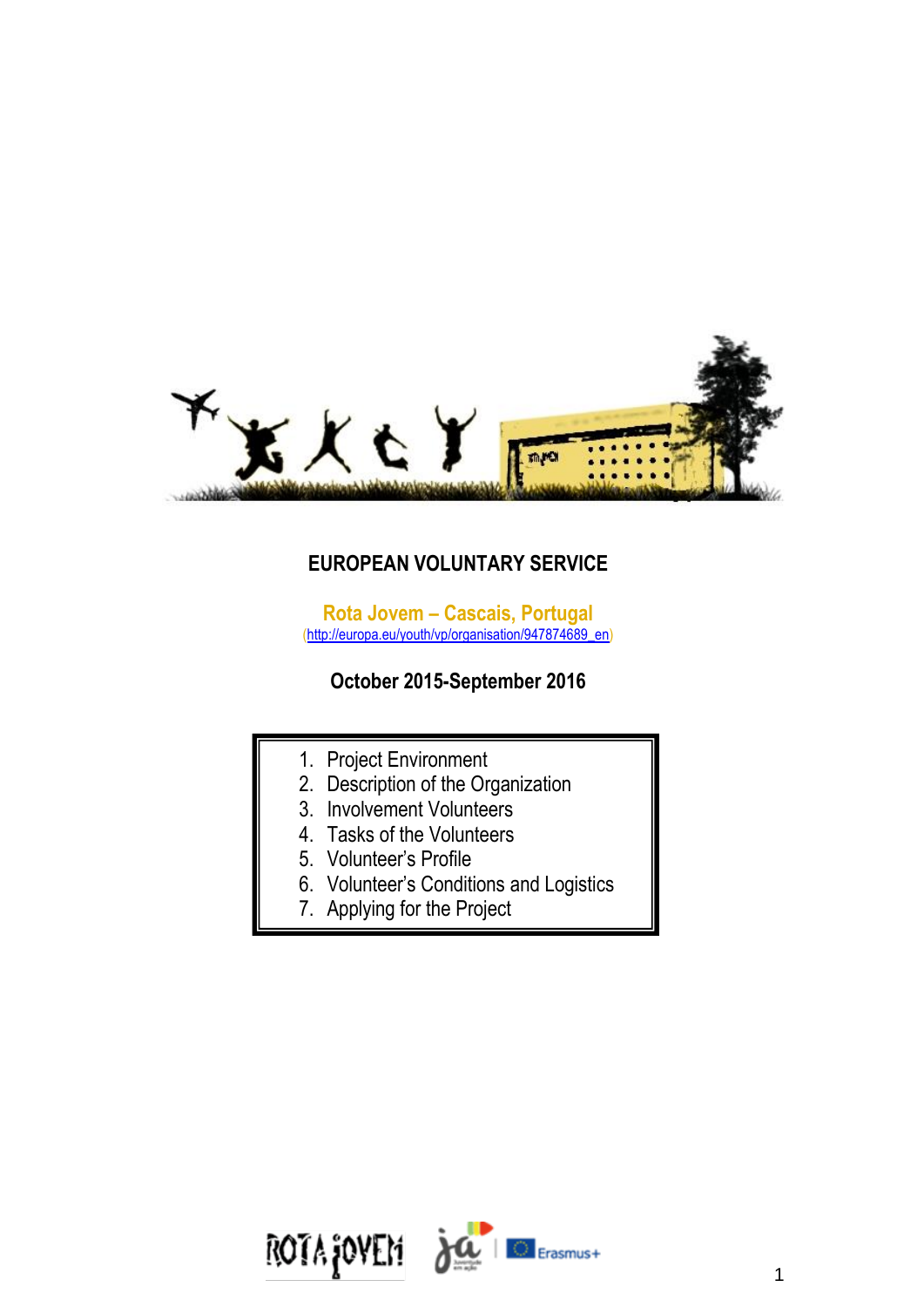# EUROPEAN VOLUNTARY SERVICE

## Rota Jovem – Cascais, Portugal

(http://europa.eu/youth/vp/organisation/947874689_en)

### October 2015-September 2016

1. Project Environment
2. Description of the Organization
3. Involvement Volunteers
4. Tasks of the Volunteers
5. Volunteer's Profile
6. Volunteer's Conditions and Logistics
7. Applying for the Project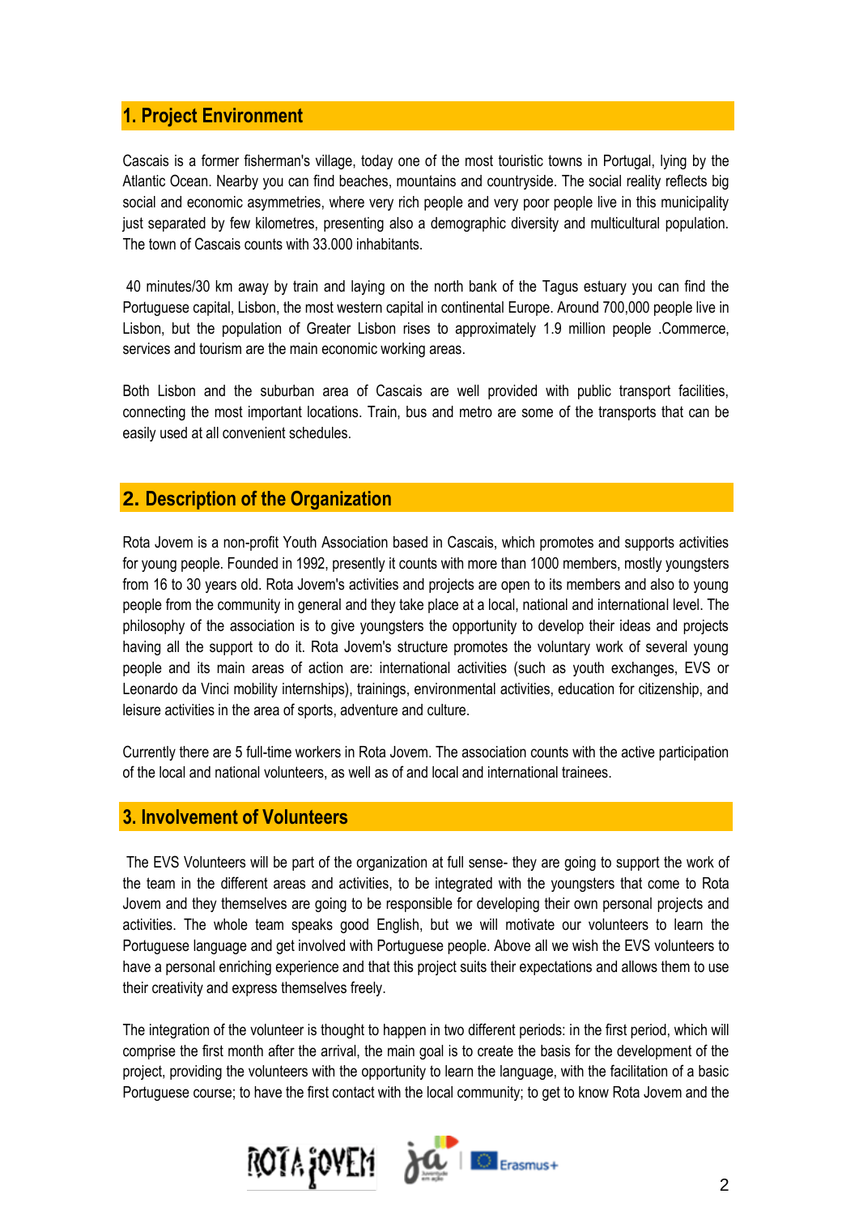## 1. Project Environment

Cascais is a former fisherman's village, today one of the most touristic towns in Portugal, lying by the Atlantic Ocean. Nearby you can find beaches, mountains and countryside. The social reality reflects big social and economic asymmetries, where very rich people and very poor people live in this municipality just separated by few kilometres, presenting also a demographic diversity and multicultural population. The town of Cascais counts with 33.000 inhabitants.

40 minutes/30 km away by train and laying on the north bank of the Tagus estuary you can find the Portuguese capital, Lisbon, the most western capital in continental Europe. Around 700,000 people live in Lisbon, but the population of Greater Lisbon rises to approximately 1.9 million people .Commerce, services and tourism are the main economic working areas.

Both Lisbon and the suburban area of Cascais are well provided with public transport facilities, connecting the most important locations. Train, bus and metro are some of the transports that can be easily used at all convenient schedules.

## 2. Description of the Organization

Rota Jovem is a non-profit Youth Association based in Cascais, which promotes and supports activities for young people. Founded in 1992, presently it counts with more than 1000 members, mostly youngsters from 16 to 30 years old. Rota Jovem's activities and projects are open to its members and also to young people from the community in general and they take place at a local, national and international level. The philosophy of the association is to give youngsters the opportunity to develop their ideas and projects having all the support to do it. Rota Jovem's structure promotes the voluntary work of several young people and its main areas of action are: international activities (such as youth exchanges, EVS or Leonardo da Vinci mobility internships), trainings, environmental activities, education for citizenship, and leisure activities in the area of sports, adventure and culture.

Currently there are 5 full-time workers in Rota Jovem. The association counts with the active participation of the local and national volunteers, as well as of and local and international trainees.

## 3. Involvement of Volunteers

The EVS Volunteers will be part of the organization at full sense- they are going to support the work of the team in the different areas and activities, to be integrated with the youngsters that come to Rota Jovem and they themselves are going to be responsible for developing their own personal projects and activities. The whole team speaks good English, but we will motivate our volunteers to learn the Portuguese language and get involved with Portuguese people. Above all we wish the EVS volunteers to have a personal enriching experience and that this project suits their expectations and allows them to use their creativity and express themselves freely.

The integration of the volunteer is thought to happen in two different periods: in the first period, which will comprise the first month after the arrival, the main goal is to create the basis for the development of the project, providing the volunteers with the opportunity to learn the language, with the facilitation of a basic Portuguese course; to have the first contact with the local community; to get to know Rota Jovem and the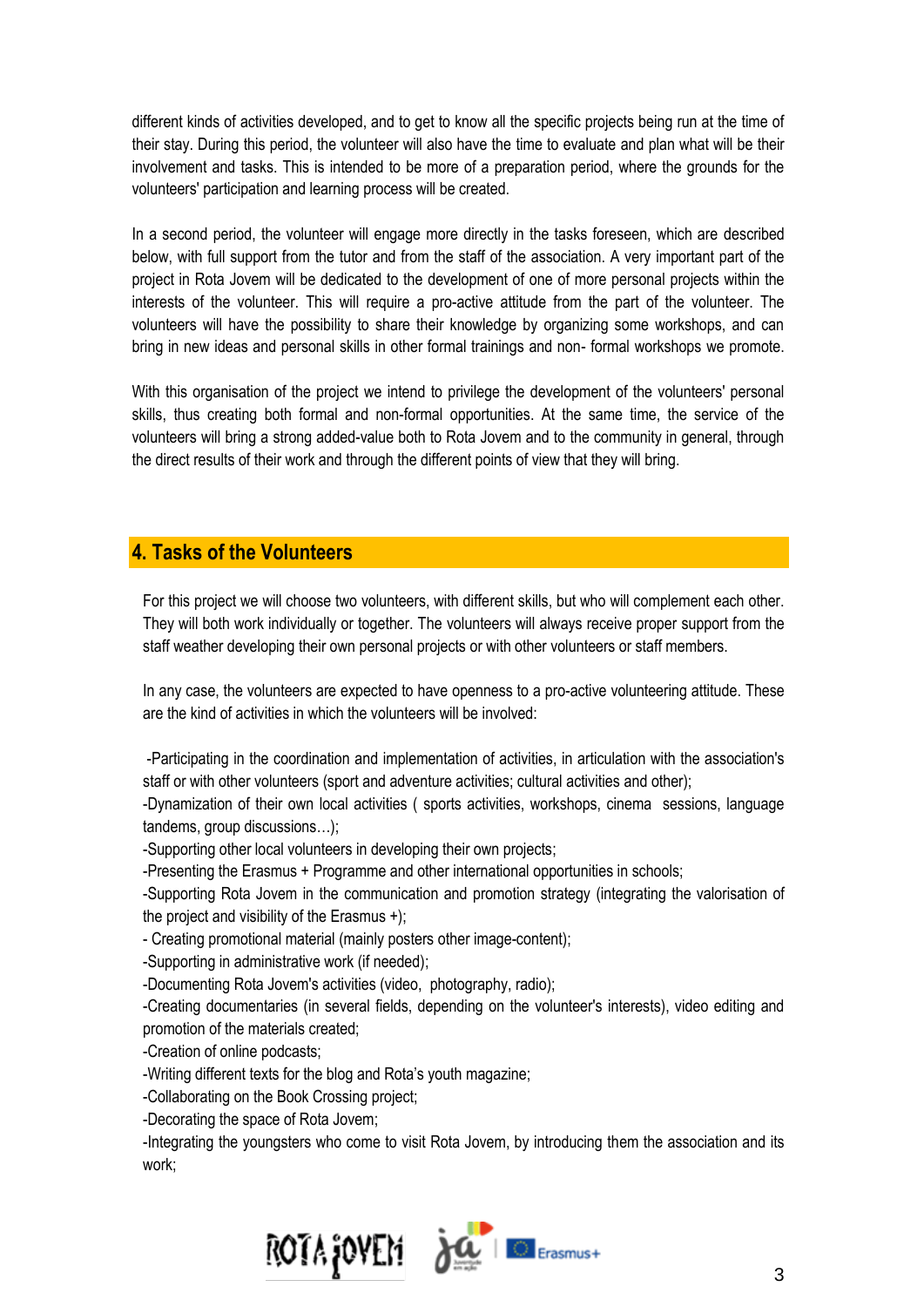different kinds of activities developed, and to get to know all the specific projects being run at the time of their stay. During this period, the volunteer will also have the time to evaluate and plan what will be their involvement and tasks. This is intended to be more of a preparation period, where the grounds for the volunteers' participation and learning process will be created.

In a second period, the volunteer will engage more directly in the tasks foreseen, which are described below, with full support from the tutor and from the staff of the association. A very important part of the project in Rota Jovem will be dedicated to the development of one of more personal projects within the interests of the volunteer. This will require a pro-active attitude from the part of the volunteer. The volunteers will have the possibility to share their knowledge by organizing some workshops, and can bring in new ideas and personal skills in other formal trainings and non- formal workshops we promote.

With this organisation of the project we intend to privilege the development of the volunteers' personal skills, thus creating both formal and non-formal opportunities. At the same time, the service of the volunteers will bring a strong added-value both to Rota Jovem and to the community in general, through the direct results of their work and through the different points of view that they will bring.

## 4. Tasks of the Volunteers

For this project we will choose two volunteers, with different skills, but who will complement each other. They will both work individually or together. The volunteers will always receive proper support from the staff weather developing their own personal projects or with other volunteers or staff members.

In any case, the volunteers are expected to have openness to a pro-active volunteering attitude. These are the kind of activities in which the volunteers will be involved:

-Participating in the coordination and implementation of activities, in articulation with the association's staff or with other volunteers (sport and adventure activities; cultural activities and other);
-Dynamization of their own local activities ( sports activities, workshops, cinema sessions, language tandems, group discussions…);
-Supporting other local volunteers in developing their own projects;
-Presenting the Erasmus + Programme and other international opportunities in schools;
-Supporting Rota Jovem in the communication and promotion strategy (integrating the valorisation of the project and visibility of the Erasmus +);
- Creating promotional material (mainly posters other image-content);
-Supporting in administrative work (if needed);
-Documenting Rota Jovem's activities (video, photography, radio);
-Creating documentaries (in several fields, depending on the volunteer's interests), video editing and promotion of the materials created;
-Creation of online podcasts;
-Writing different texts for the blog and Rota's youth magazine;
-Collaborating on the Book Crossing project;
-Decorating the space of Rota Jovem;
-Integrating the youngsters who come to visit Rota Jovem, by introducing them the association and its work;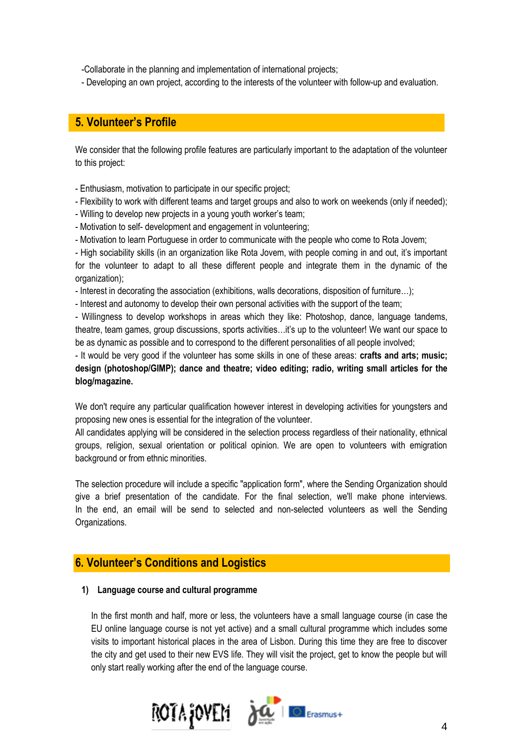-Collaborate in the planning and implementation of international projects;
- Developing an own project, according to the interests of the volunteer with follow-up and evaluation.

## 5. Volunteer's Profile

We consider that the following profile features are particularly important to the adaptation of the volunteer to this project:

- Enthusiasm, motivation to participate in our specific project;
- Flexibility to work with different teams and target groups and also to work on weekends (only if needed);
- Willing to develop new projects in a young youth worker's team;
- Motivation to self- development and engagement in volunteering;
- Motivation to learn Portuguese in order to communicate with the people who come to Rota Jovem;
- High sociability skills (in an organization like Rota Jovem, with people coming in and out, it's important for the volunteer to adapt to all these different people and integrate them in the dynamic of the organization);
- Interest in decorating the association (exhibitions, walls decorations, disposition of furniture…);
- Interest and autonomy to develop their own personal activities with the support of the team;
- Willingness to develop workshops in areas which they like: Photoshop, dance, language tandems, theatre, team games, group discussions, sports activities…it's up to the volunteer! We want our space to be as dynamic as possible and to correspond to the different personalities of all people involved;
- It would be very good if the volunteer has some skills in one of these areas: **crafts and arts; music; design (photoshop/GIMP); dance and theatre; video editing; radio, writing small articles for the blog/magazine.**

We don't require any particular qualification however interest in developing activities for youngsters and proposing new ones is essential for the integration of the volunteer.
All candidates applying will be considered in the selection process regardless of their nationality, ethnical groups, religion, sexual orientation or political opinion. We are open to volunteers with emigration background or from ethnic minorities.

The selection procedure will include a specific "application form", where the Sending Organization should give a brief presentation of the candidate. For the final selection, we'll make phone interviews. In the end, an email will be send to selected and non-selected volunteers as well the Sending Organizations.

## 6. Volunteer's Conditions and Logistics

### 1) Language course and cultural programme

In the first month and half, more or less, the volunteers have a small language course (in case the EU online language course is not yet active) and a small cultural programme which includes some visits to important historical places in the area of Lisbon. During this time they are free to discover the city and get used to their new EVS life. They will visit the project, get to know the people but will only start really working after the end of the language course.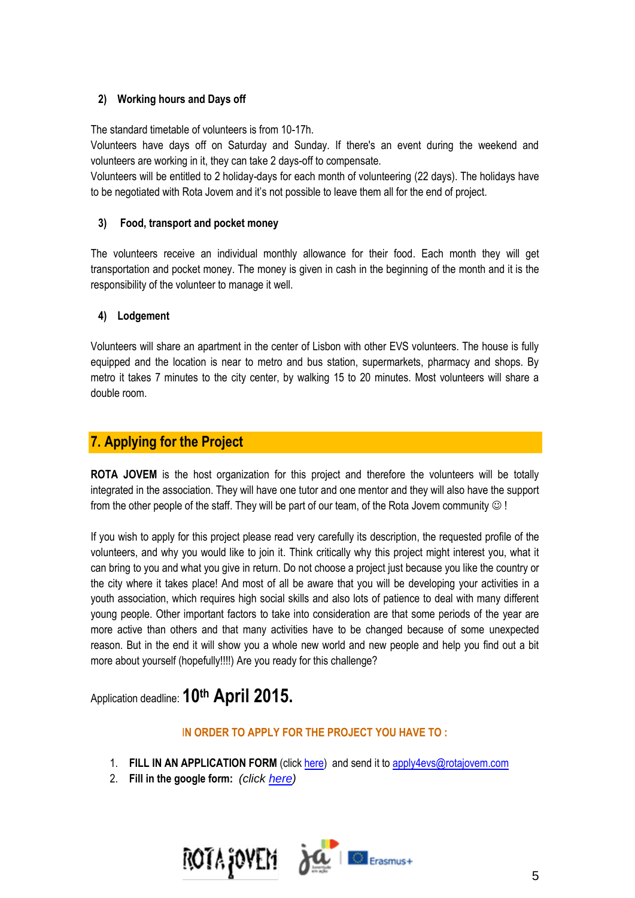### 2) Working hours and Days off

The standard timetable of volunteers is from 10-17h.
Volunteers have days off on Saturday and Sunday. If there's an event during the weekend and volunteers are working in it, they can take 2 days-off to compensate.
Volunteers will be entitled to 2 holiday-days for each month of volunteering (22 days). The holidays have to be negotiated with Rota Jovem and it's not possible to leave them all for the end of project.

### 3) Food, transport and pocket money

The volunteers receive an individual monthly allowance for their food. Each month they will get transportation and pocket money. The money is given in cash in the beginning of the month and it is the responsibility of the volunteer to manage it well.

### 4) Lodgement

Volunteers will share an apartment in the center of Lisbon with other EVS volunteers. The house is fully equipped and the location is near to metro and bus station, supermarkets, pharmacy and shops. By metro it takes 7 minutes to the city center, by walking 15 to 20 minutes. Most volunteers will share a double room.

## 7. Applying for the Project

**ROTA JOVEM** is the host organization for this project and therefore the volunteers will be totally integrated in the association. They will have one tutor and one mentor and they will also have the support from the other people of the staff. They will be part of our team, of the Rota Jovem community ☺ !

If you wish to apply for this project please read very carefully its description, the requested profile of the volunteers, and why you would like to join it. Think critically why this project might interest you, what it can bring to you and what you give in return. Do not choose a project just because you like the country or the city where it takes place! And most of all be aware that you will be developing your activities in a youth association, which requires high social skills and also lots of patience to deal with many different young people. Other important factors to take into consideration are that some periods of the year are more active than others and that many activities have to be changed because of some unexpected reason. But in the end it will show you a whole new world and new people and help you find out a bit more about yourself (hopefully!!!!) Are you ready for this challenge?

Application deadline: **10th April 2015.**

**IN ORDER TO APPLY FOR THE PROJECT YOU HAVE TO :**

1. **FILL IN AN APPLICATION FORM** (click here) and send it to apply4evs@rotajovem.com
2. **Fill in the google form:** *(click here)*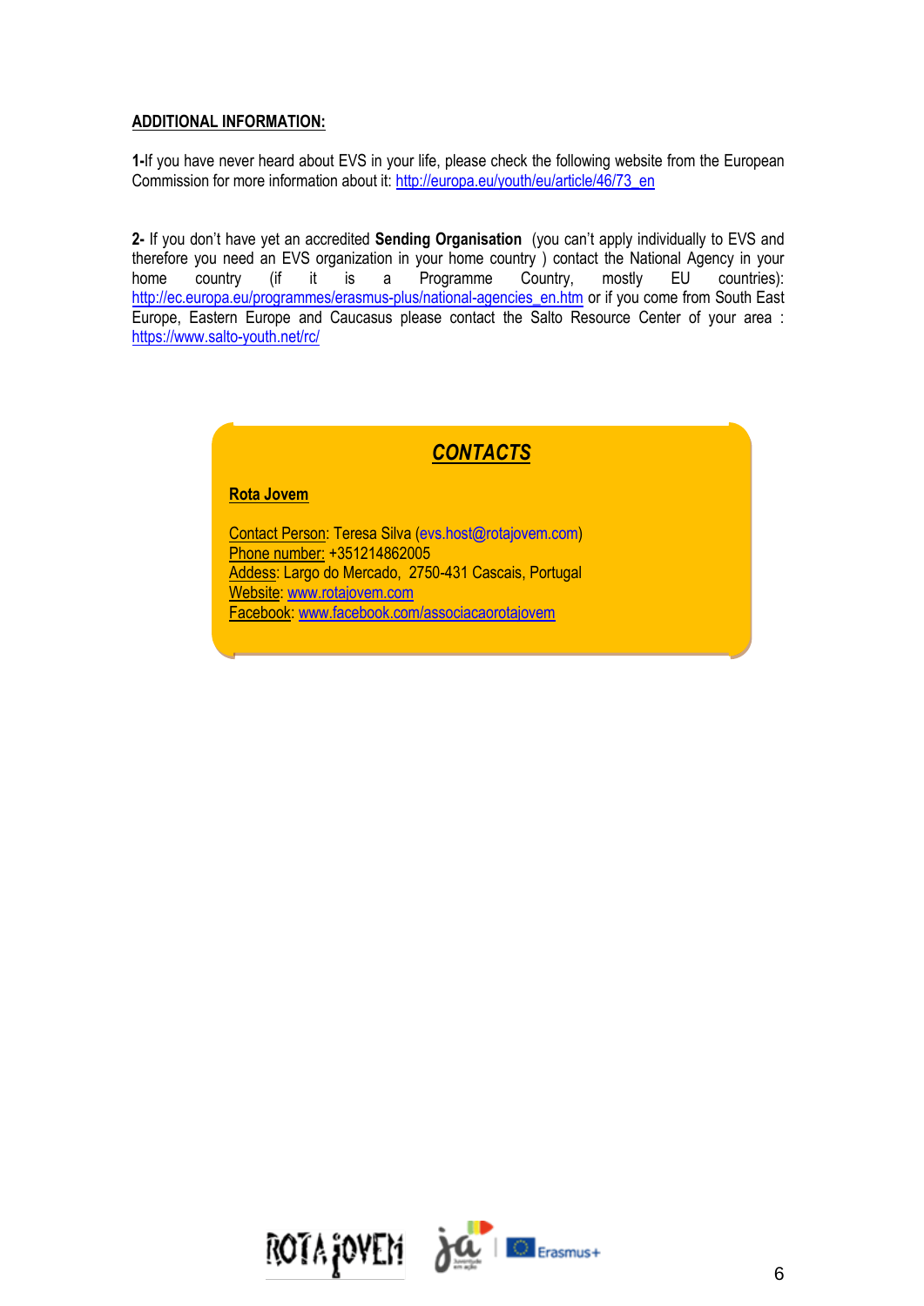**ADDITIONAL INFORMATION:**

**1-**If you have never heard about EVS in your life, please check the following website from the European Commission for more information about it: http://europa.eu/youth/eu/article/46/73_en

**2-** If you don't have yet an accredited **Sending Organisation** (you can't apply individually to EVS and therefore you need an EVS organization in your home country ) contact the National Agency in your home country (if it is a Programme Country, mostly EU countries): http://ec.europa.eu/programmes/erasmus-plus/national-agencies_en.htm or if you come from South East Europe, Eastern Europe and Caucasus please contact the Salto Resource Center of your area : https://www.salto-youth.net/rc/

## CONTACTS

**Rota Jovem**

Contact Person: Teresa Silva (evs.host@rotajovem.com)
Phone number: +351214862005
Addess: Largo do Mercado, 2750-431 Cascais, Portugal
Website: www.rotajovem.com
Facebook: www.facebook.com/associacaorotajovem